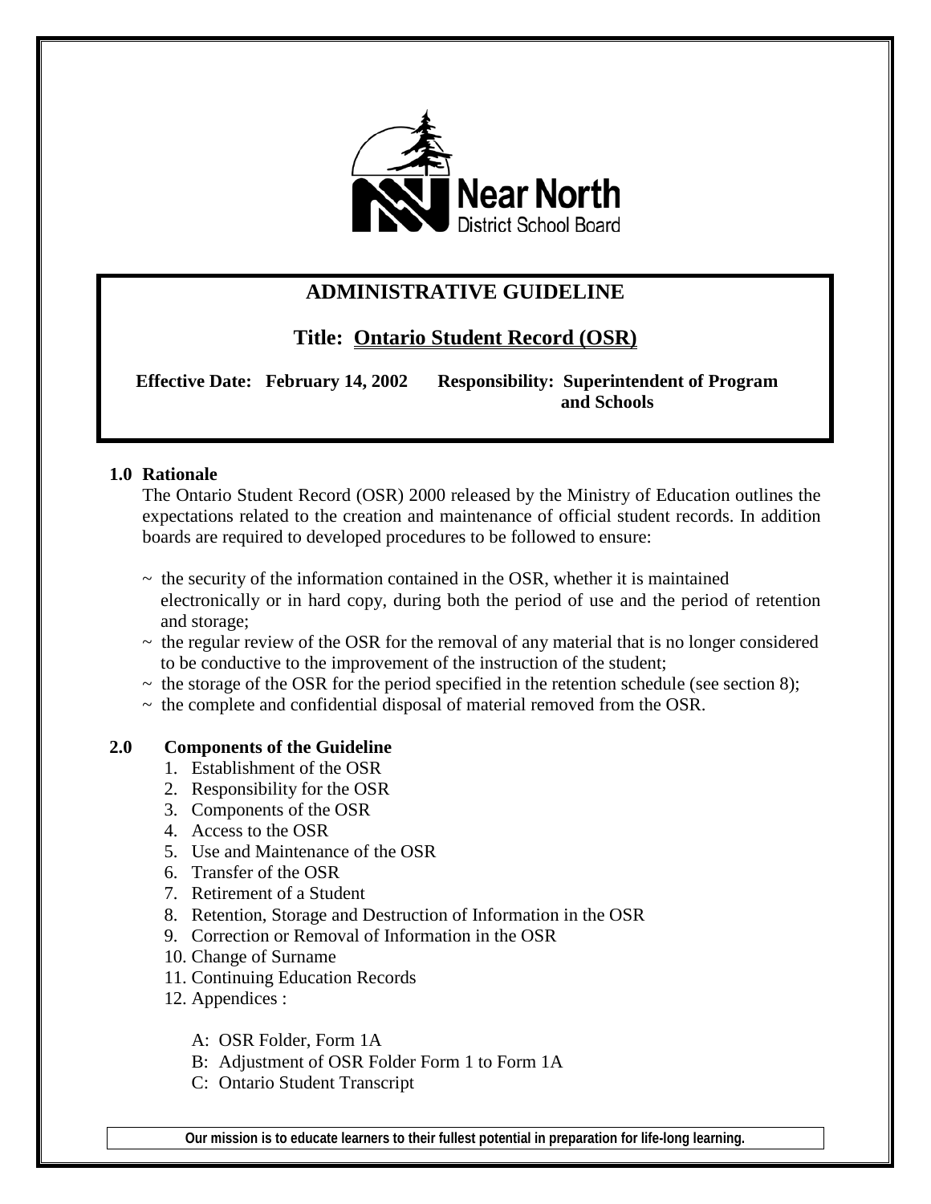Near North District School Board

# ADMINISTRATIVE GUIDELINE

## Title: Ontario Student Record (OSR)

**Effective Date: February 14, 2002** **Responsibility: Superintendent of Program and Schools**

### 1.0 Rationale

The Ontario Student Record (OSR) 2000 released by the Ministry of Education outlines the expectations related to the creation and maintenance of official student records. In addition boards are required to developed procedures to be followed to ensure:

~ the security of the information contained in the OSR, whether it is maintained electronically or in hard copy, during both the period of use and the period of retention and storage;
~ the regular review of the OSR for the removal of any material that is no longer considered to be conductive to the improvement of the instruction of the student;
~ the storage of the OSR for the period specified in the retention schedule (see section 8);
~ the complete and confidential disposal of material removed from the OSR.

### 2.0 Components of the Guideline

1. Establishment of the OSR
2. Responsibility for the OSR
3. Components of the OSR
4. Access to the OSR
5. Use and Maintenance of the OSR
6. Transfer of the OSR
7. Retirement of a Student
8. Retention, Storage and Destruction of Information in the OSR
9. Correction or Removal of Information in the OSR
10. Change of Surname
11. Continuing Education Records
12. Appendices :

    A: OSR Folder, Form 1A
    B: Adjustment of OSR Folder Form 1 to Form 1A
    C: Ontario Student Transcript

**Our mission is to educate learners to their fullest potential in preparation for life-long learning.**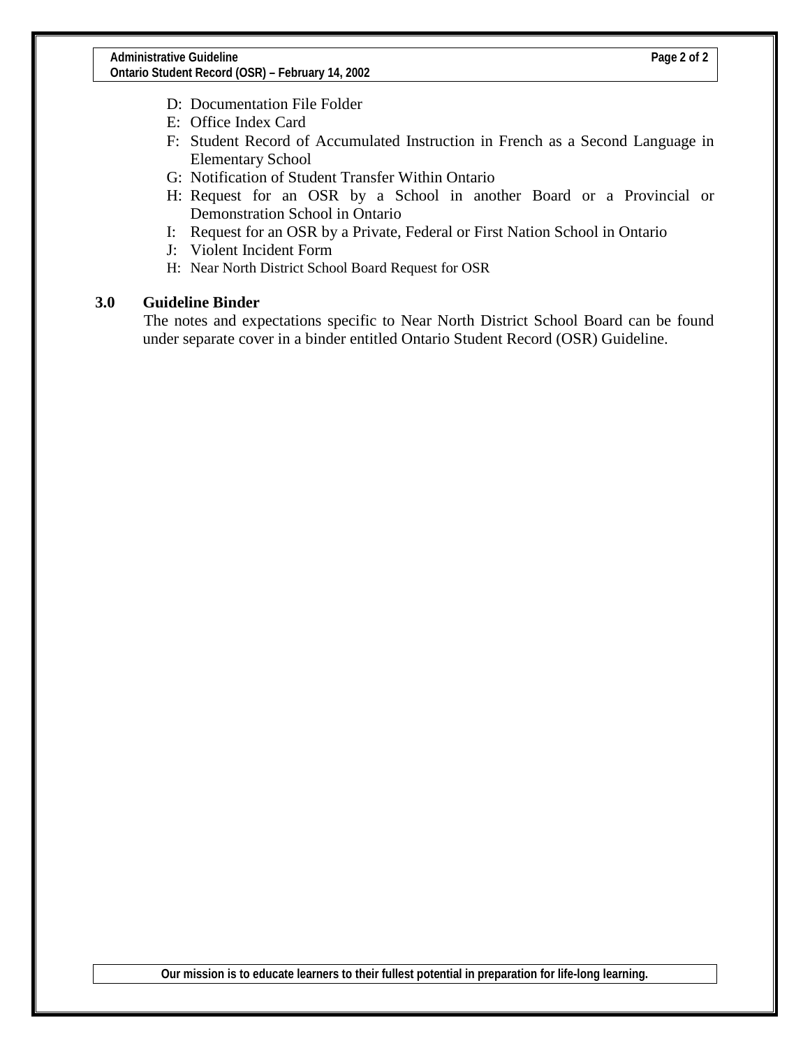D: Documentation File Folder
E: Office Index Card
F: Student Record of Accumulated Instruction in French as a Second Language in Elementary School
G: Notification of Student Transfer Within Ontario
H: Request for an OSR by a School in another Board or a Provincial or Demonstration School in Ontario
I: Request for an OSR by a Private, Federal or First Nation School in Ontario
J: Violent Incident Form
H: Near North District School Board Request for OSR

## 3.0 Guideline Binder

The notes and expectations specific to Near North District School Board can be found under separate cover in a binder entitled Ontario Student Record (OSR) Guideline.

Our mission is to educate learners to their fullest potential in preparation for life-long learning.